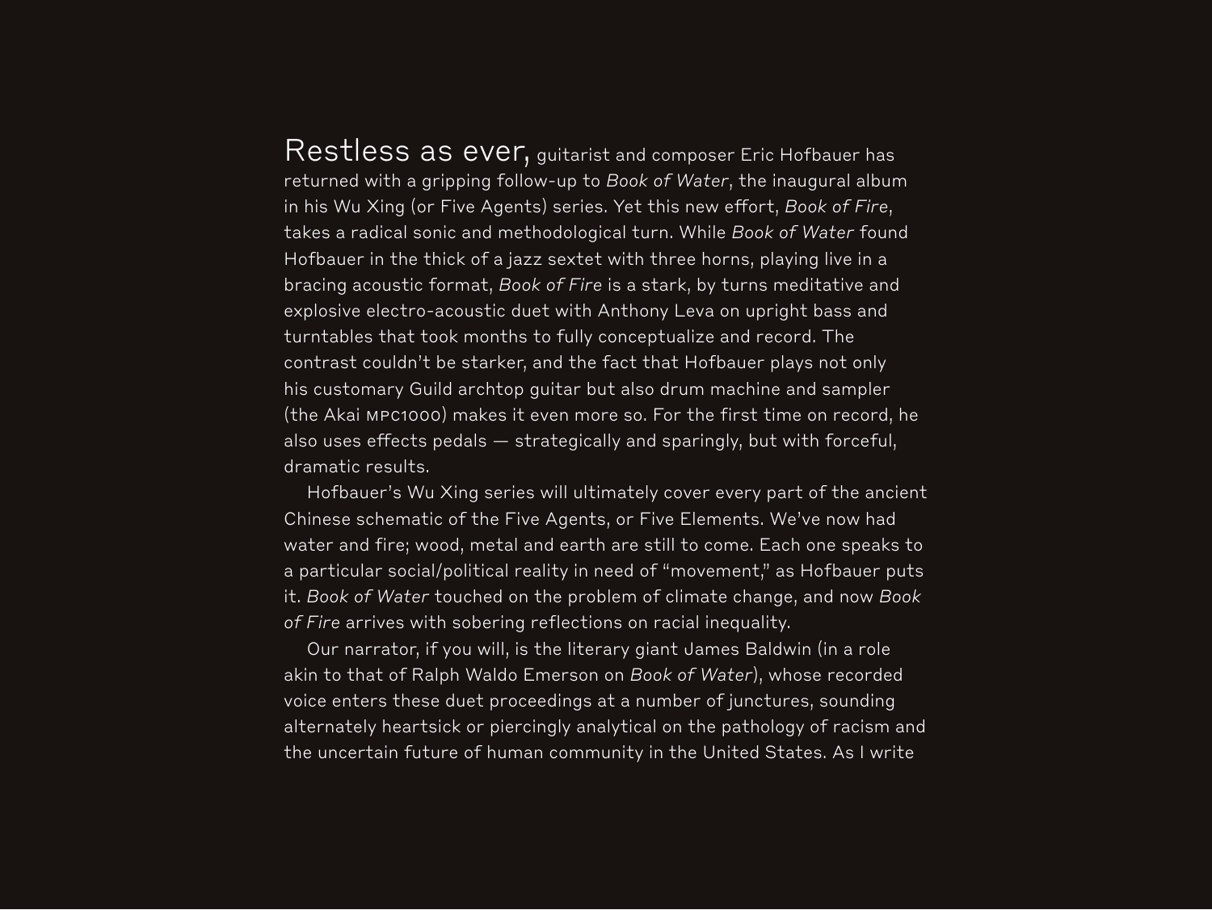Restless as ever, guitarist and composer Eric Hofbauer has returned with a gripping follow-up to *Book of Water*, the inaugural album in his Wu Xing (or Five Agents) series. Yet this new effort, *Book of Fire*, takes a radical sonic and methodological turn. While *Book of Water* found Hofbauer in the thick of a jazz sextet with three horns, playing live in a bracing acoustic format, *Book of Fire* is a stark, by turns meditative and explosive electro-acoustic duet with Anthony Leva on upright bass and turntables that took months to fully conceptualize and record. The contrast couldn't be starker, and the fact that Hofbauer plays not only his customary Guild archtop guitar but also drum machine and sampler (the Akai MPC1000) makes it even more so. For the first time on record, he also uses effects pedals — strategically and sparingly, but with forceful, dramatic results.

Hofbauer's Wu Xing series will ultimately cover every part of the ancient Chinese schematic of the Five Agents, or Five Elements. We've now had water and fire; wood, metal and earth are still to come. Each one speaks to a particular social/political reality in need of "movement," as Hofbauer puts it. *Book of Water* touched on the problem of climate change, and now *Book of Fire* arrives with sobering reflections on racial inequality.

Our narrator, if you will, is the literary giant James Baldwin (in a role akin to that of Ralph Waldo Emerson on *Book of Water*), whose recorded voice enters these duet proceedings at a number of junctures, sounding alternately heartsick or piercingly analytical on the pathology of racism and the uncertain future of human community in the United States. As I write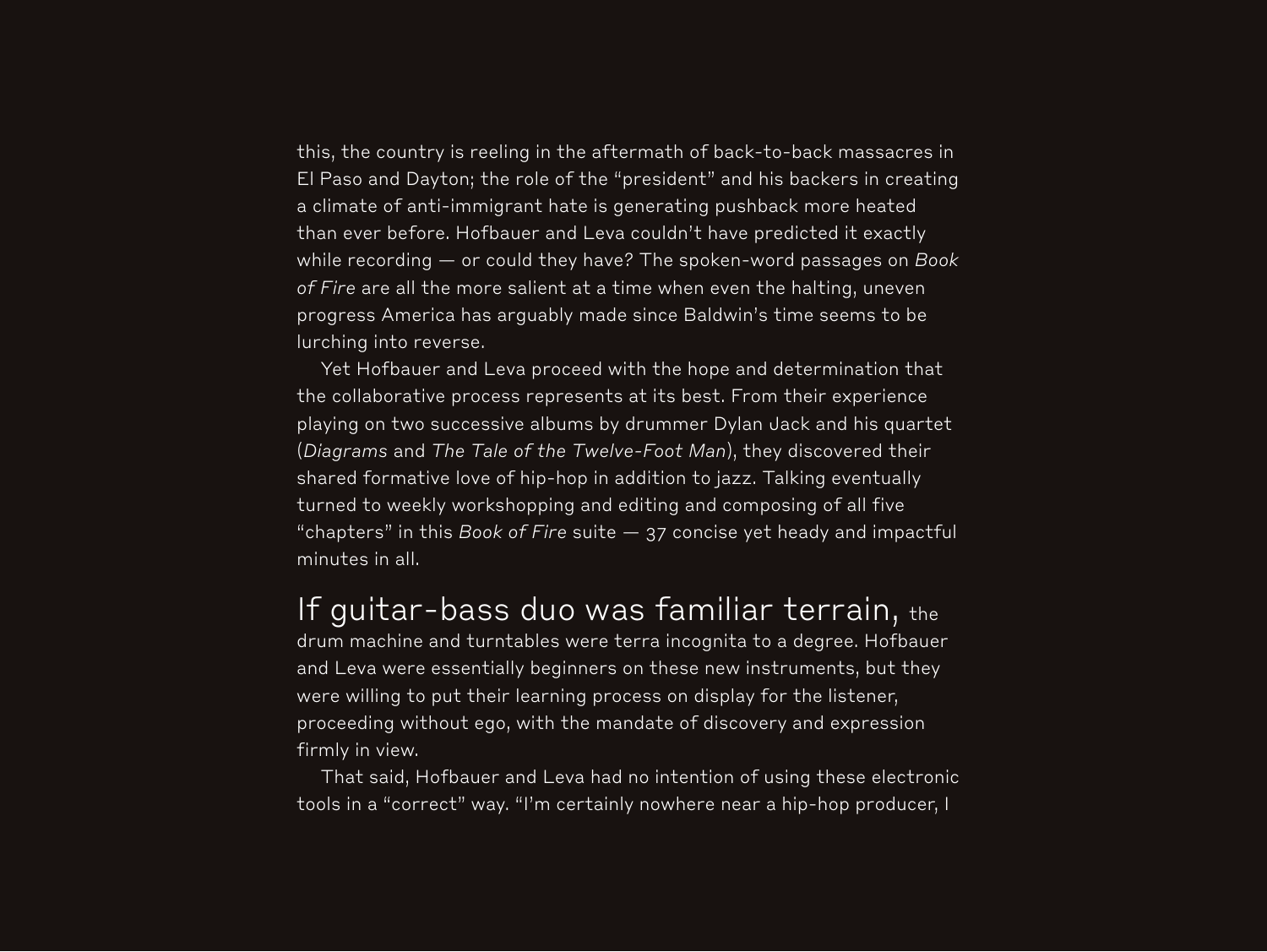this, the country is reeling in the aftermath of back-to-back massacres in El Paso and Dayton; the role of the "president" and his backers in creating a climate of anti-immigrant hate is generating pushback more heated than ever before. Hofbauer and Leva couldn't have predicted it exactly while recording — or could they have? The spoken-word passages on *Book of Fire* are all the more salient at a time when even the halting, uneven progress America has arguably made since Baldwin's time seems to be lurching into reverse.

Yet Hofbauer and Leva proceed with the hope and determination that the collaborative process represents at its best. From their experience playing on two successive albums by drummer Dylan Jack and his quartet (*Diagrams* and *The Tale of the Twelve-Foot Man*), they discovered their shared formative love of hip-hop in addition to jazz. Talking eventually turned to weekly workshopping and editing and composing of all five "chapters" in this *Book of Fire* suite — 37 concise yet heady and impactful minutes in all.

If guitar-bass duo was familiar terrain, the drum machine and turntables were terra incognita to a degree. Hofbauer and Leva were essentially beginners on these new instruments, but they were willing to put their learning process on display for the listener, proceeding without ego, with the mandate of discovery and expression firmly in view.

That said, Hofbauer and Leva had no intention of using these electronic tools in a "correct" way. "I'm certainly nowhere near a hip-hop producer, I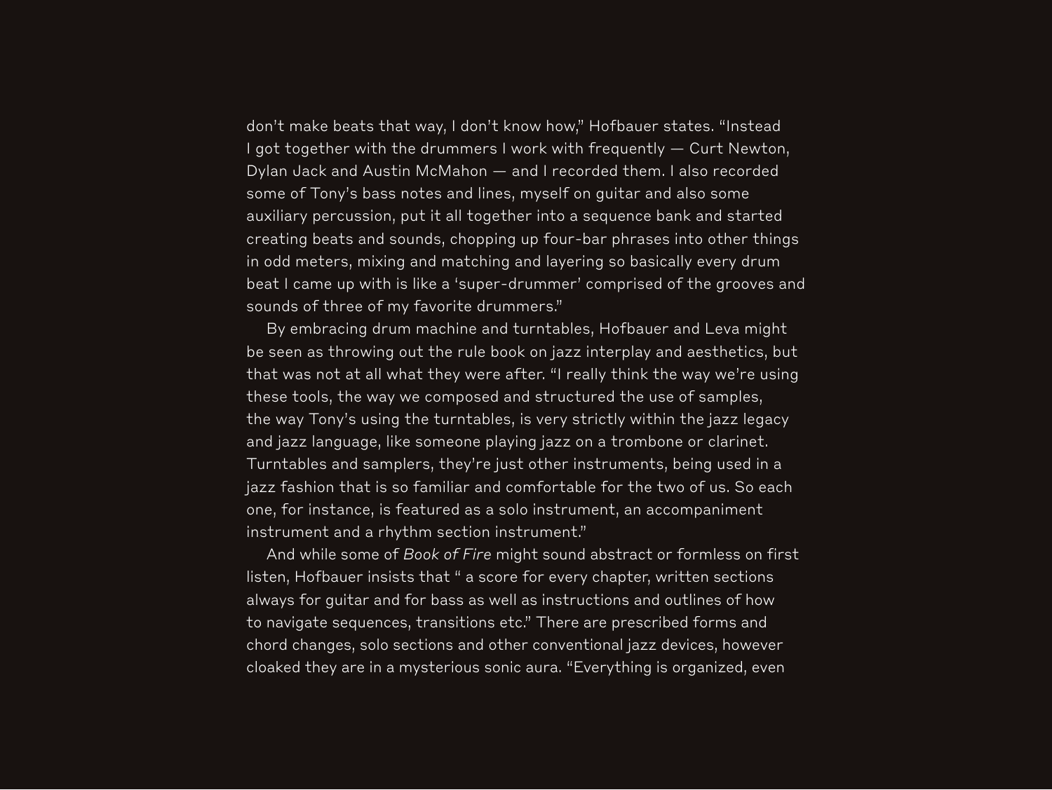don't make beats that way, I don't know how," Hofbauer states. "Instead I got together with the drummers I work with frequently — Curt Newton, Dylan Jack and Austin McMahon — and I recorded them. I also recorded some of Tony's bass notes and lines, myself on guitar and also some auxiliary percussion, put it all together into a sequence bank and started creating beats and sounds, chopping up four-bar phrases into other things in odd meters, mixing and matching and layering so basically every drum beat I came up with is like a 'super-drummer' comprised of the grooves and sounds of three of my favorite drummers."

By embracing drum machine and turntables, Hofbauer and Leva might be seen as throwing out the rule book on jazz interplay and aesthetics, but that was not at all what they were after. "I really think the way we're using these tools, the way we composed and structured the use of samples, the way Tony's using the turntables, is very strictly within the jazz legacy and jazz language, like someone playing jazz on a trombone or clarinet. Turntables and samplers, they're just other instruments, being used in a jazz fashion that is so familiar and comfortable for the two of us. So each one, for instance, is featured as a solo instrument, an accompaniment instrument and a rhythm section instrument."

And while some of *Book of Fire* might sound abstract or formless on first listen, Hofbauer insists that " a score for every chapter, written sections always for guitar and for bass as well as instructions and outlines of how to navigate sequences, transitions etc." There are prescribed forms and chord changes, solo sections and other conventional jazz devices, however cloaked they are in a mysterious sonic aura. "Everything is organized, even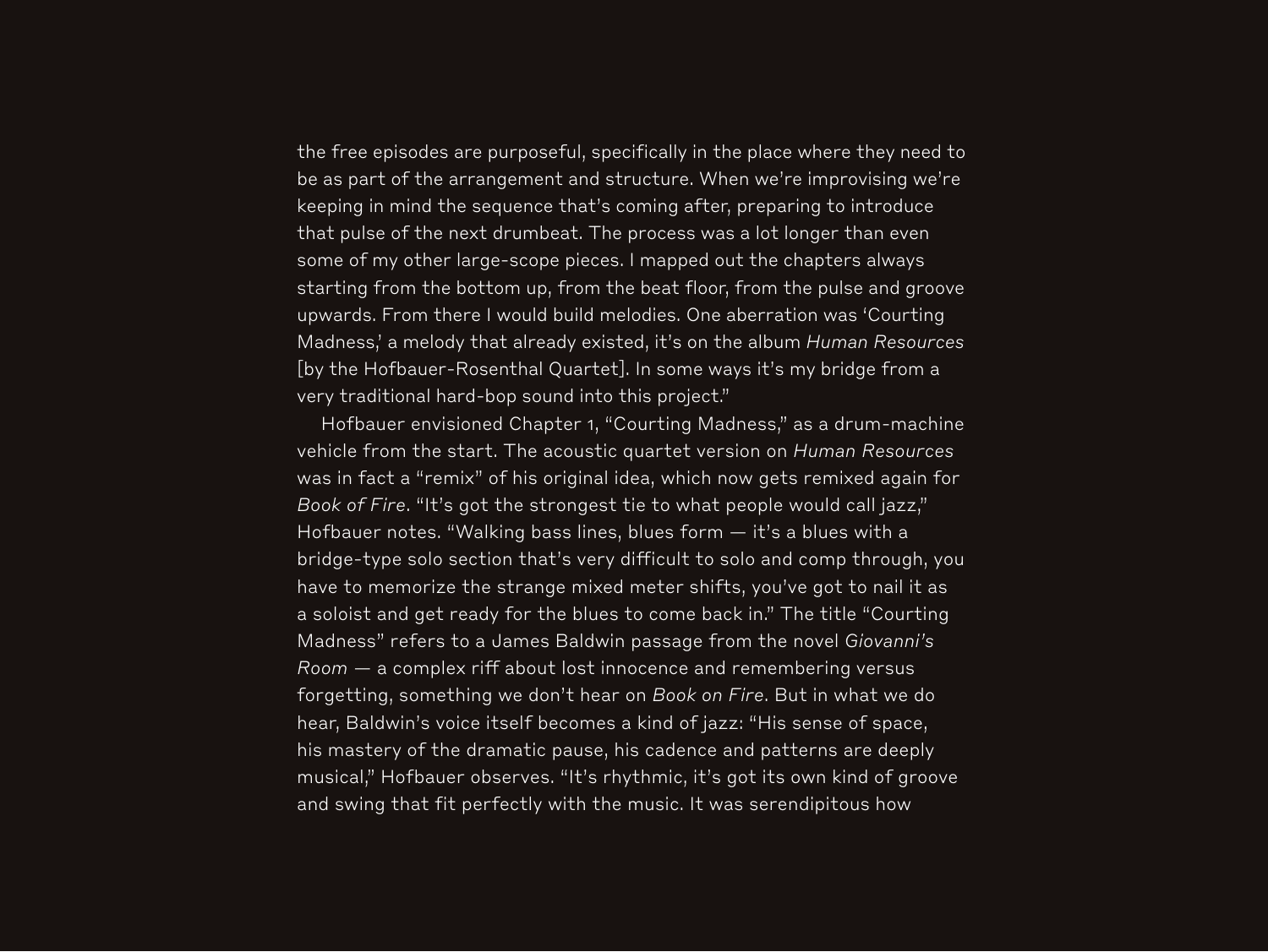the free episodes are purposeful, specifically in the place where they need to be as part of the arrangement and structure. When we're improvising we're keeping in mind the sequence that's coming after, preparing to introduce that pulse of the next drumbeat. The process was a lot longer than even some of my other large-scope pieces. I mapped out the chapters always starting from the bottom up, from the beat floor, from the pulse and groove upwards. From there I would build melodies. One aberration was 'Courting Madness,' a melody that already existed, it's on the album *Human Resources* [by the Hofbauer-Rosenthal Quartet]. In some ways it's my bridge from a very traditional hard-bop sound into this project."

Hofbauer envisioned Chapter 1, "Courting Madness," as a drum-machine vehicle from the start. The acoustic quartet version on *Human Resources* was in fact a "remix" of his original idea, which now gets remixed again for *Book of Fire*. "It's got the strongest tie to what people would call jazz," Hofbauer notes. "Walking bass lines, blues form — it's a blues with a bridge-type solo section that's very difficult to solo and comp through, you have to memorize the strange mixed meter shifts, you've got to nail it as a soloist and get ready for the blues to come back in." The title "Courting Madness" refers to a James Baldwin passage from the novel *Giovanni's Room* — a complex riff about lost innocence and remembering versus forgetting, something we don't hear on *Book on Fire*. But in what we do hear, Baldwin's voice itself becomes a kind of jazz: "His sense of space, his mastery of the dramatic pause, his cadence and patterns are deeply musical," Hofbauer observes. "It's rhythmic, it's got its own kind of groove and swing that fit perfectly with the music. It was serendipitous how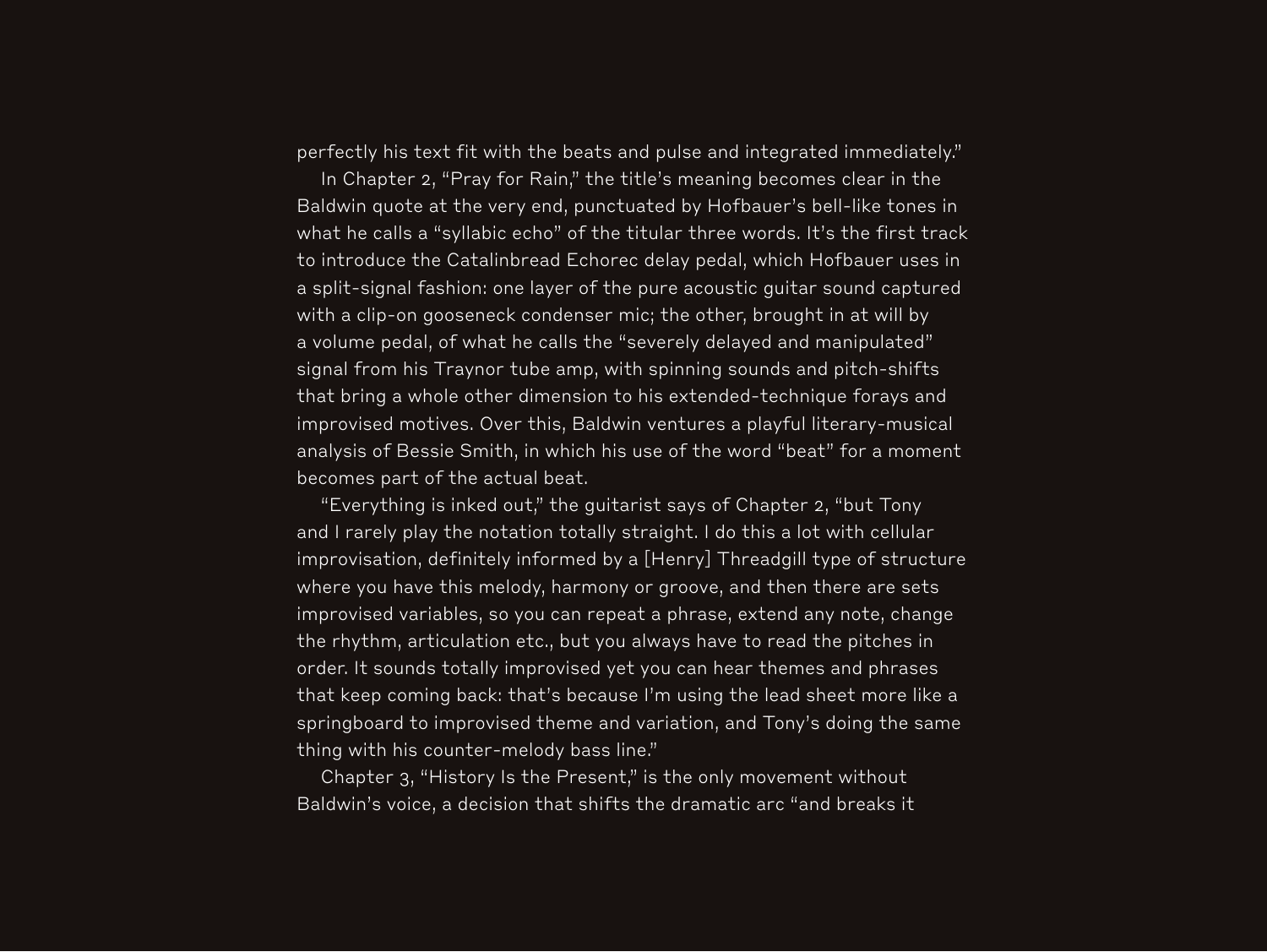perfectly his text fit with the beats and pulse and integrated immediately."

In Chapter 2, "Pray for Rain," the title's meaning becomes clear in the Baldwin quote at the very end, punctuated by Hofbauer's bell-like tones in what he calls a "syllabic echo" of the titular three words. It's the first track to introduce the Catalinbread Echorec delay pedal, which Hofbauer uses in a split-signal fashion: one layer of the pure acoustic guitar sound captured with a clip-on gooseneck condenser mic; the other, brought in at will by a volume pedal, of what he calls the "severely delayed and manipulated" signal from his Traynor tube amp, with spinning sounds and pitch-shifts that bring a whole other dimension to his extended-technique forays and improvised motives. Over this, Baldwin ventures a playful literary-musical analysis of Bessie Smith, in which his use of the word "beat" for a moment becomes part of the actual beat.

"Everything is inked out," the guitarist says of Chapter 2, "but Tony and I rarely play the notation totally straight. I do this a lot with cellular improvisation, definitely informed by a [Henry] Threadgill type of structure where you have this melody, harmony or groove, and then there are sets improvised variables, so you can repeat a phrase, extend any note, change the rhythm, articulation etc., but you always have to read the pitches in order. It sounds totally improvised yet you can hear themes and phrases that keep coming back: that's because I'm using the lead sheet more like a springboard to improvised theme and variation, and Tony's doing the same thing with his counter-melody bass line."

Chapter 3, "History Is the Present," is the only movement without Baldwin's voice, a decision that shifts the dramatic arc "and breaks it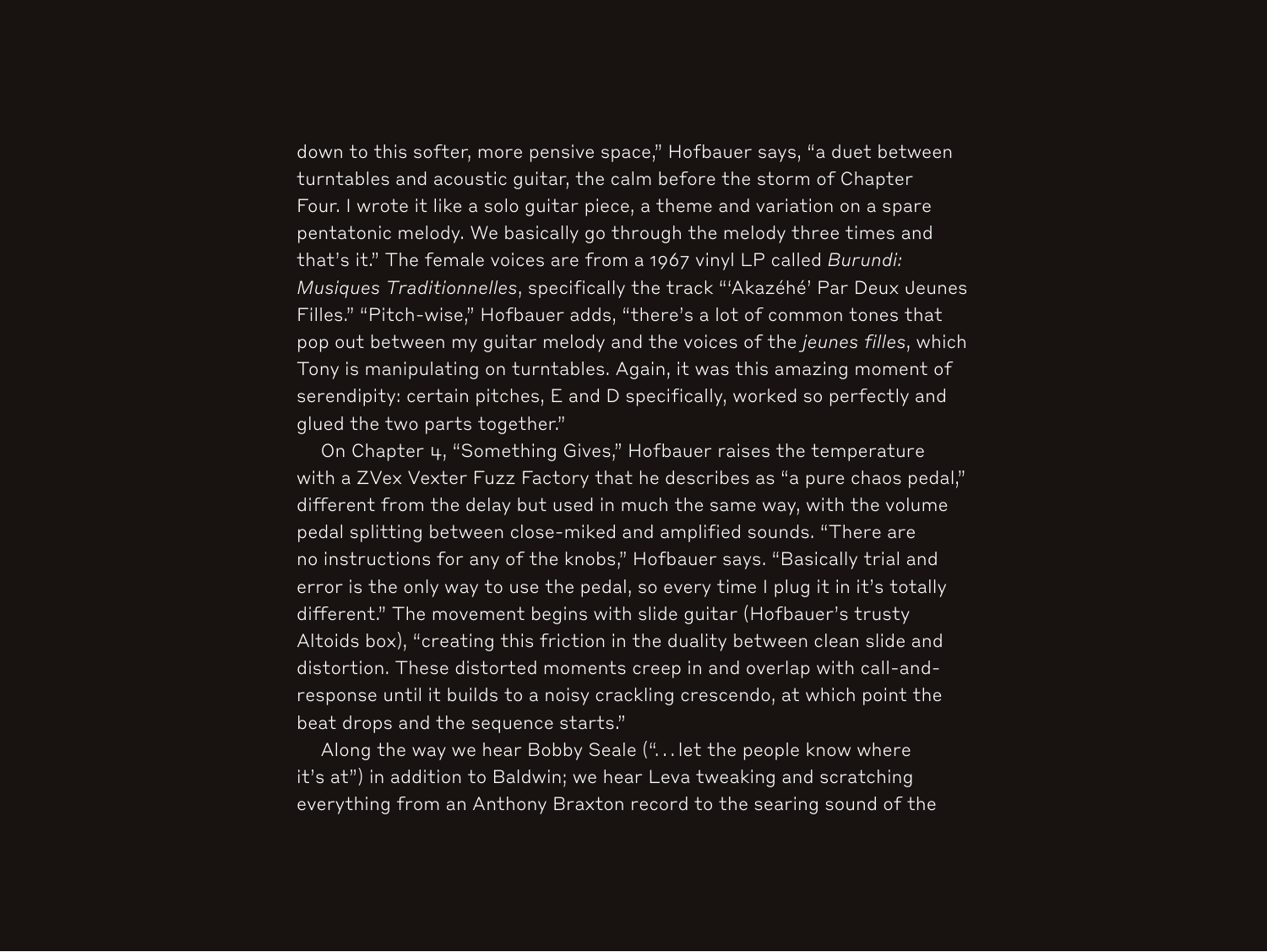down to this softer, more pensive space," Hofbauer says, "a duet between turntables and acoustic guitar, the calm before the storm of Chapter Four. I wrote it like a solo guitar piece, a theme and variation on a spare pentatonic melody. We basically go through the melody three times and that's it." The female voices are from a 1967 vinyl LP called *Burundi: Musiques Traditionnelles*, specifically the track "'Akazéhé' Par Deux Jeunes Filles." "Pitch-wise," Hofbauer adds, "there's a lot of common tones that pop out between my guitar melody and the voices of the *jeunes filles*, which Tony is manipulating on turntables. Again, it was this amazing moment of serendipity: certain pitches, E and D specifically, worked so perfectly and glued the two parts together."

On Chapter 4, "Something Gives," Hofbauer raises the temperature with a ZVex Vexter Fuzz Factory that he describes as "a pure chaos pedal," different from the delay but used in much the same way, with the volume pedal splitting between close-miked and amplified sounds. "There are no instructions for any of the knobs," Hofbauer says. "Basically trial and error is the only way to use the pedal, so every time I plug it in it's totally different." The movement begins with slide guitar (Hofbauer's trusty Altoids box), "creating this friction in the duality between clean slide and distortion. These distorted moments creep in and overlap with call-and-response until it builds to a noisy crackling crescendo, at which point the beat drops and the sequence starts."

Along the way we hear Bobby Seale ("…let the people know where it's at") in addition to Baldwin; we hear Leva tweaking and scratching everything from an Anthony Braxton record to the searing sound of the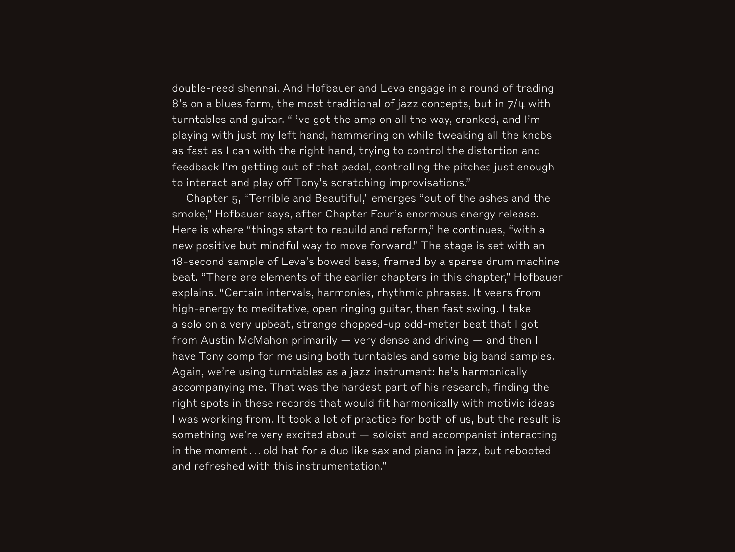double-reed shennai. And Hofbauer and Leva engage in a round of trading 8's on a blues form, the most traditional of jazz concepts, but in 7/4 with turntables and guitar. "I've got the amp on all the way, cranked, and I'm playing with just my left hand, hammering on while tweaking all the knobs as fast as I can with the right hand, trying to control the distortion and feedback I'm getting out of that pedal, controlling the pitches just enough to interact and play off Tony's scratching improvisations."

Chapter 5, "Terrible and Beautiful," emerges "out of the ashes and the smoke," Hofbauer says, after Chapter Four's enormous energy release. Here is where "things start to rebuild and reform," he continues, "with a new positive but mindful way to move forward." The stage is set with an 18-second sample of Leva's bowed bass, framed by a sparse drum machine beat. "There are elements of the earlier chapters in this chapter," Hofbauer explains. "Certain intervals, harmonies, rhythmic phrases. It veers from high-energy to meditative, open ringing guitar, then fast swing. I take a solo on a very upbeat, strange chopped-up odd-meter beat that I got from Austin McMahon primarily — very dense and driving — and then I have Tony comp for me using both turntables and some big band samples. Again, we're using turntables as a jazz instrument: he's harmonically accompanying me. That was the hardest part of his research, finding the right spots in these records that would fit harmonically with motivic ideas I was working from. It took a lot of practice for both of us, but the result is something we're very excited about — soloist and accompanist interacting in the moment... old hat for a duo like sax and piano in jazz, but rebooted and refreshed with this instrumentation."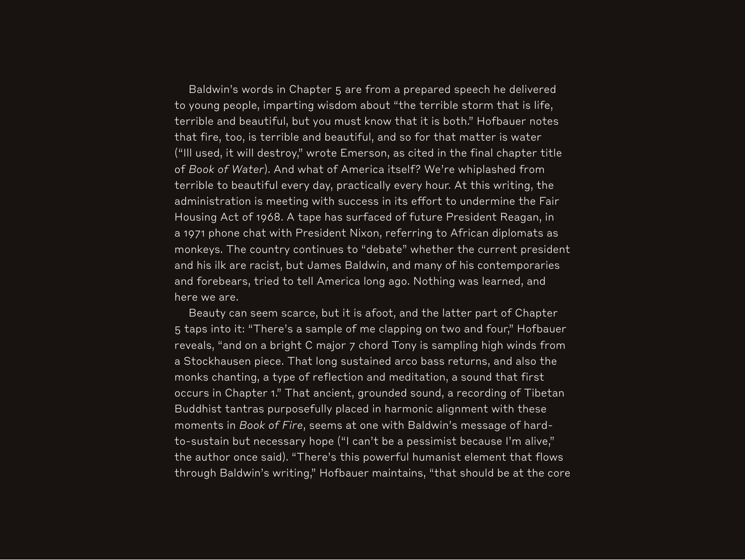Baldwin's words in Chapter 5 are from a prepared speech he delivered to young people, imparting wisdom about "the terrible storm that is life, terrible and beautiful, but you must know that it is both." Hofbauer notes that fire, too, is terrible and beautiful, and so for that matter is water ("Ill used, it will destroy," wrote Emerson, as cited in the final chapter title of *Book of Water*). And what of America itself? We're whiplashed from terrible to beautiful every day, practically every hour. At this writing, the administration is meeting with success in its effort to undermine the Fair Housing Act of 1968. A tape has surfaced of future President Reagan, in a 1971 phone chat with President Nixon, referring to African diplomats as monkeys. The country continues to "debate" whether the current president and his ilk are racist, but James Baldwin, and many of his contemporaries and forebears, tried to tell America long ago. Nothing was learned, and here we are.

Beauty can seem scarce, but it is afoot, and the latter part of Chapter 5 taps into it: "There's a sample of me clapping on two and four," Hofbauer reveals, "and on a bright C major 7 chord Tony is sampling high winds from a Stockhausen piece. That long sustained arco bass returns, and also the monks chanting, a type of reflection and meditation, a sound that first occurs in Chapter 1." That ancient, grounded sound, a recording of Tibetan Buddhist tantras purposefully placed in harmonic alignment with these moments in *Book of Fire*, seems at one with Baldwin's message of hard-to-sustain but necessary hope ("I can't be a pessimist because I'm alive," the author once said). "There's this powerful humanist element that flows through Baldwin's writing," Hofbauer maintains, "that should be at the core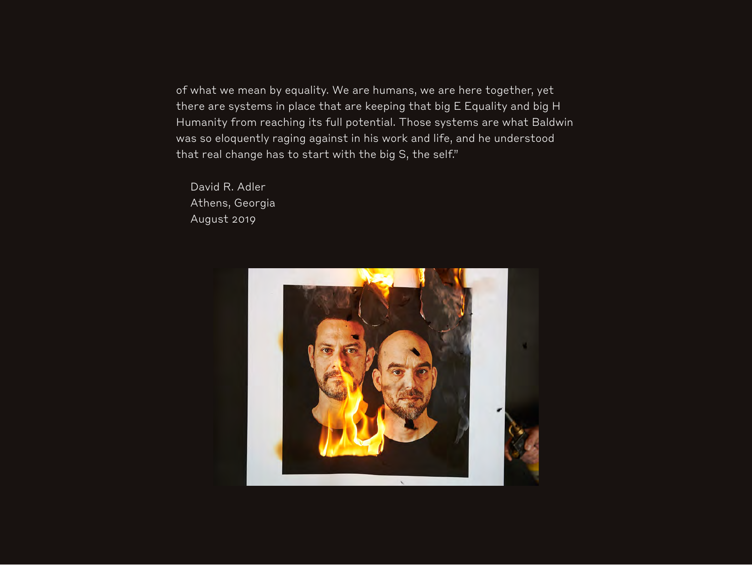of what we mean by equality. We are humans, we are here together, yet there are systems in place that are keeping that big E Equality and big H Humanity from reaching its full potential. Those systems are what Baldwin was so eloquently raging against in his work and life, and he understood that real change has to start with the big S, the self."

David R. Adler
Athens, Georgia
August 2019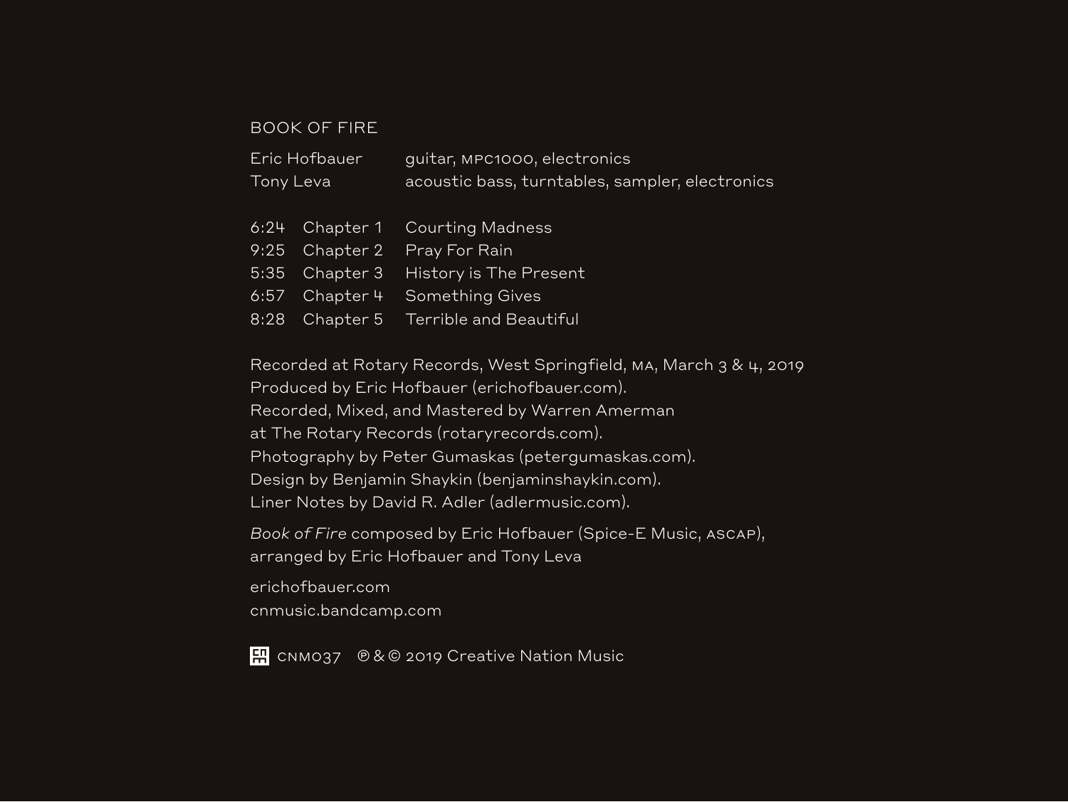## BOOK OF FIRE

| | |
|---|---|
| Eric Hofbauer | guitar, MPC1000, electronics |
| Tony Leva | acoustic bass, turntables, sampler, electronics |

| | | |
|---|---|---|
| 6:24 | Chapter 1 | Courting Madness |
| 9:25 | Chapter 2 | Pray For Rain |
| 5:35 | Chapter 3 | History is The Present |
| 6:57 | Chapter 4 | Something Gives |
| 8:28 | Chapter 5 | Terrible and Beautiful |

Recorded at Rotary Records, West Springfield, MA, March 3 & 4, 2019
Produced by Eric Hofbauer (erichofbauer.com).
Recorded, Mixed, and Mastered by Warren Amerman
at The Rotary Records (rotaryrecords.com).
Photography by Peter Gumaskas (petergumaskas.com).
Design by Benjamin Shaykin (benjaminshaykin.com).
Liner Notes by David R. Adler (adlermusic.com).

*Book of Fire* composed by Eric Hofbauer (Spice-E Music, ASCAP),
arranged by Eric Hofbauer and Tony Leva

erichofbauer.com
cnmusic.bandcamp.com

CNM037 ℗ & © 2019 Creative Nation Music